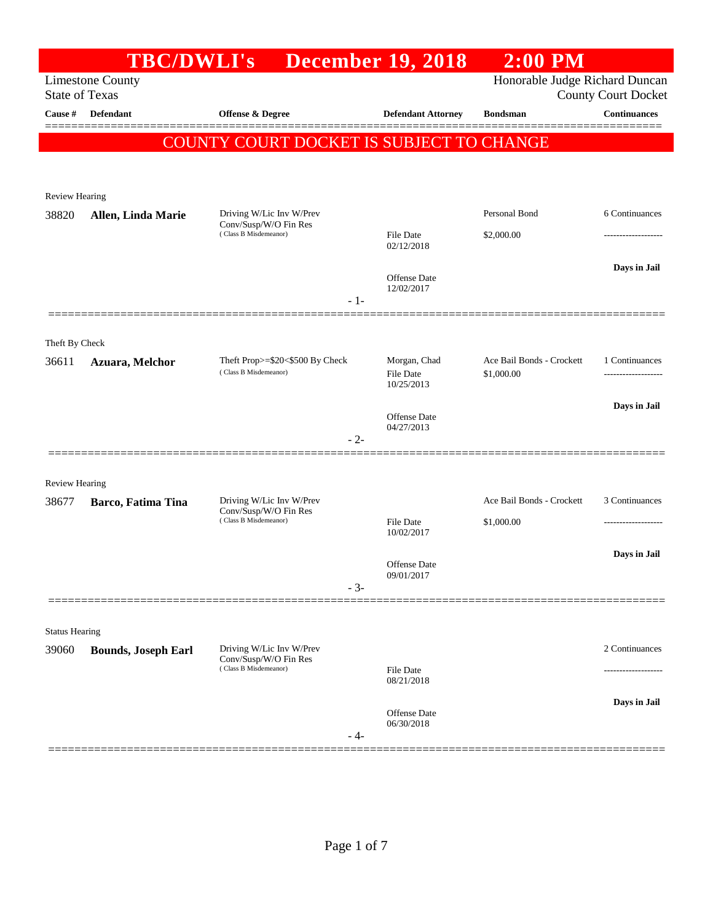# TBC/DWLI's December 19, 2018 2:00 PM

Limestone County
State of Texas

Honorable Judge Richard Duncan
County Court Docket

| Cause # | Defendant | Offense & Degree | Defendant Attorney | Bondsman | Continuances |
|---|---|---|---|---|---|

**COUNTY COURT DOCKET IS SUBJECT TO CHANGE**

---

Review Hearing

| Cause # | Defendant | Offense & Degree | Defendant Attorney | Bondsman | Continuances |
|---|---|---|---|---|---|
| 38820 | **Allen, Linda Marie** | Driving W/Lic Inv W/Prev Conv/Susp/W/O Fin Res (Class B Misdemeanor) | File Date 02/12/2018<br>Offense Date 12/02/2017 | Personal Bond<br>$2,000.00 | 6 Continuances<br>-------------------<br>**Days in Jail** |

- 1-

---

Theft By Check

| Cause # | Defendant | Offense & Degree | Defendant Attorney | Bondsman | Continuances |
|---|---|---|---|---|---|
| 36611 | **Azuara, Melchor** | Theft Prop>=$20<$500 By Check (Class B Misdemeanor) | Morgan, Chad<br>File Date 10/25/2013<br>Offense Date 04/27/2013 | Ace Bail Bonds - Crockett<br>$1,000.00 | 1 Continuances<br>-------------------<br>**Days in Jail** |

- 2-

---

Review Hearing

| Cause # | Defendant | Offense & Degree | Defendant Attorney | Bondsman | Continuances |
|---|---|---|---|---|---|
| 38677 | **Barco, Fatima Tina** | Driving W/Lic Inv W/Prev Conv/Susp/W/O Fin Res (Class B Misdemeanor) | File Date 10/02/2017<br>Offense Date 09/01/2017 | Ace Bail Bonds - Crockett<br>$1,000.00 | 3 Continuances<br>-------------------<br>**Days in Jail** |

- 3-

---

Status Hearing

| Cause # | Defendant | Offense & Degree | Defendant Attorney | Bondsman | Continuances |
|---|---|---|---|---|---|
| 39060 | **Bounds, Joseph Earl** | Driving W/Lic Inv W/Prev Conv/Susp/W/O Fin Res (Class B Misdemeanor) | File Date 08/21/2018<br>Offense Date 06/30/2018 | | 2 Continuances<br>-------------------<br>**Days in Jail** |

- 4-

---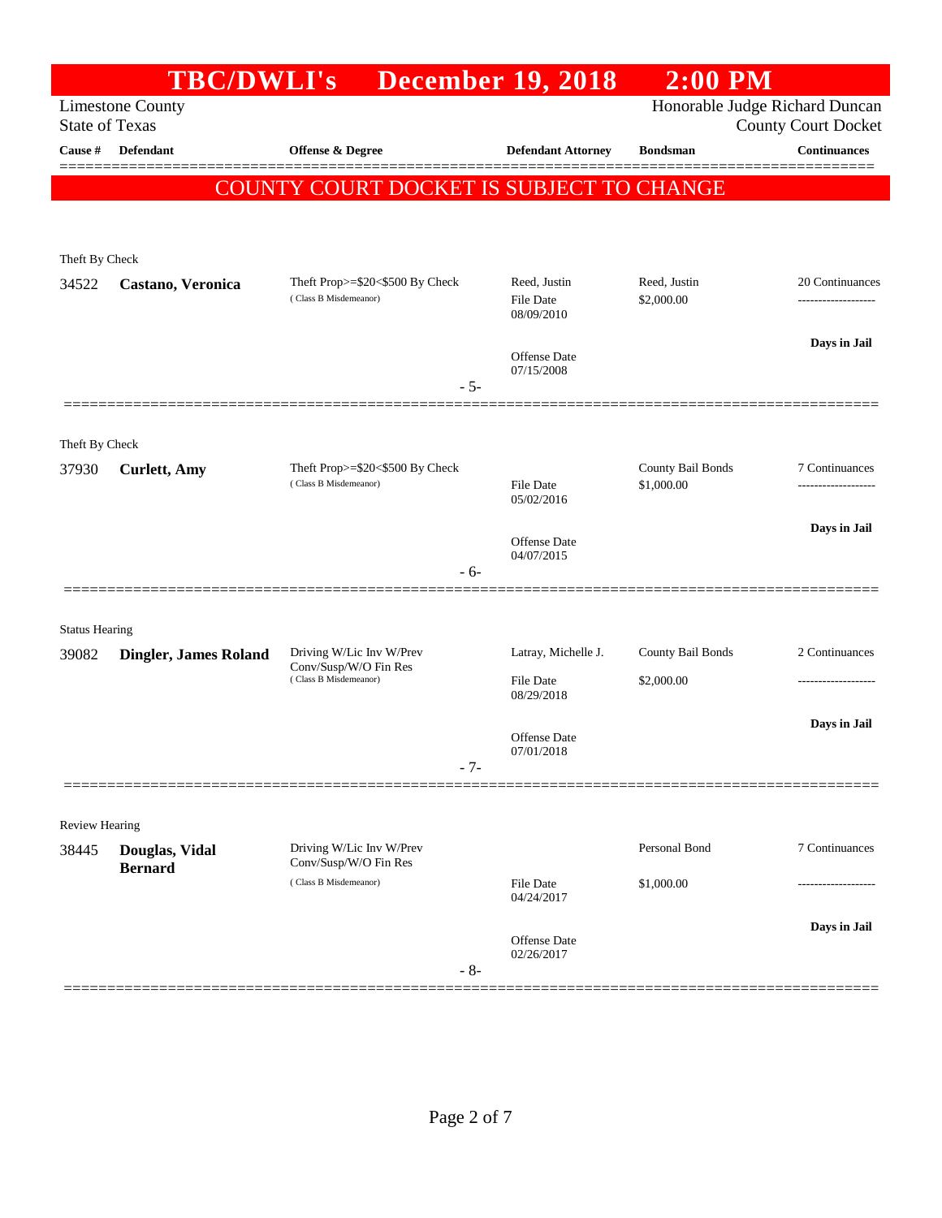# TBC/DWLI's December 19, 2018 2:00 PM

Limestone County
State of Texas

Honorable Judge Richard Duncan
County Court Docket

**COUNTY COURT DOCKET IS SUBJECT TO CHANGE**

| Cause # | Defendant | Offense & Degree | Defendant Attorney | Bondsman | Continuances |
|---|---|---|---|---|---|
| **Theft By Check** | | | | | |
| 34522 | **Castano, Veronica** | Theft Prop>=$20<$500 By Check (Class B Misdemeanor) | Reed, Justin<br>File Date 08/09/2010<br>Offense Date 07/15/2008 | Reed, Justin<br>$2,000.00 | 20 Continuances<br>-------------------<br>**Days in Jail** |
| | | | - 5- | | |
| **Theft By Check** | | | | | |
| 37930 | **Curlett, Amy** | Theft Prop>=$20<$500 By Check (Class B Misdemeanor) | File Date 05/02/2016<br>Offense Date 04/07/2015 | County Bail Bonds<br>$1,000.00 | 7 Continuances<br>-------------------<br>**Days in Jail** |
| | | | - 6- | | |
| **Status Hearing** | | | | | |
| 39082 | **Dingler, James Roland** | Driving W/Lic Inv W/Prev Conv/Susp/W/O Fin Res (Class B Misdemeanor) | Latray, Michelle J.<br>File Date 08/29/2018<br>Offense Date 07/01/2018 | County Bail Bonds<br>$2,000.00 | 2 Continuances<br>-------------------<br>**Days in Jail** |
| | | | - 7- | | |
| **Review Hearing** | | | | | |
| 38445 | **Douglas, Vidal Bernard** | Driving W/Lic Inv W/Prev Conv/Susp/W/O Fin Res (Class B Misdemeanor) | File Date 04/24/2017<br>Offense Date 02/26/2017 | Personal Bond<br>$1,000.00 | 7 Continuances<br>-------------------<br>**Days in Jail** |
| | | | - 8- | | |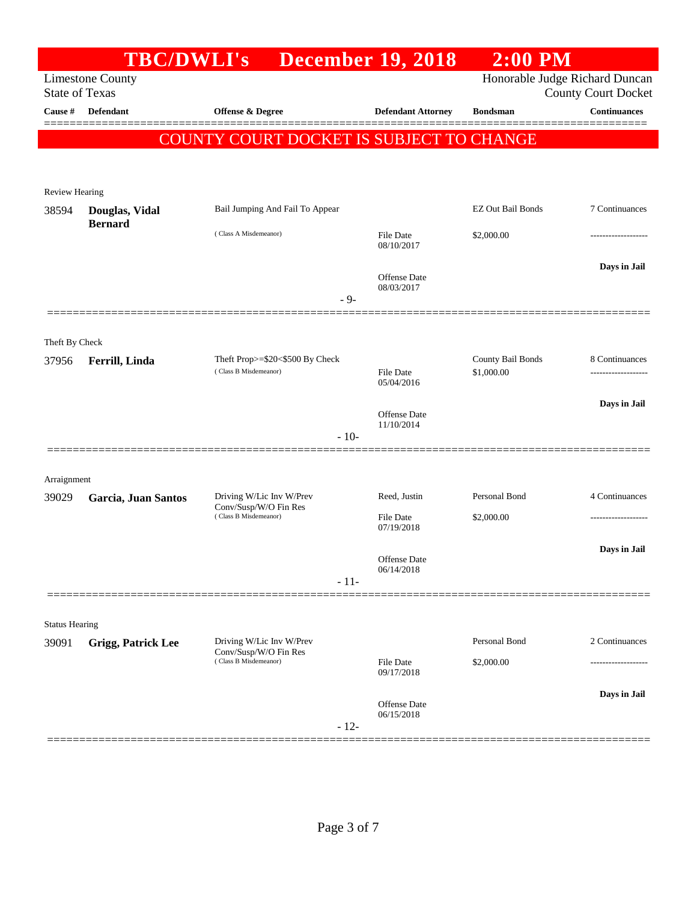# TBC/DWLI's December 19, 2018 2:00 PM

Limestone County — Honorable Judge Richard Duncan
State of Texas — County Court Docket

**COUNTY COURT DOCKET IS SUBJECT TO CHANGE**

| Cause # | Defendant | Offense & Degree | Defendant Attorney | Bondsman | Continuances |
|---|---|---|---|---|---|
| Review Hearing | | | | | |
| 38594 | **Douglas, Vidal Bernard** | Bail Jumping And Fail To Appear (Class A Misdemeanor) | File Date 08/10/2017; Offense Date 08/03/2017 | EZ Out Bail Bonds; $2,000.00 | 7 Continuances; Days in Jail |
| | | | - 9- | | |
| Theft By Check | | | | | |
| 37956 | **Ferrill, Linda** | Theft Prop>=$20<$500 By Check (Class B Misdemeanor) | File Date 05/04/2016; Offense Date 11/10/2014 | County Bail Bonds; $1,000.00 | 8 Continuances; Days in Jail |
| | | | - 10- | | |
| Arraignment | | | | | |
| 39029 | **Garcia, Juan Santos** | Driving W/Lic Inv W/Prev Conv/Susp/W/O Fin Res (Class B Misdemeanor) | Reed, Justin; File Date 07/19/2018; Offense Date 06/14/2018 | Personal Bond; $2,000.00 | 4 Continuances; Days in Jail |
| | | | - 11- | | |
| Status Hearing | | | | | |
| 39091 | **Grigg, Patrick Lee** | Driving W/Lic Inv W/Prev Conv/Susp/W/O Fin Res (Class B Misdemeanor) | File Date 09/17/2018; Offense Date 06/15/2018 | Personal Bond; $2,000.00 | 2 Continuances; Days in Jail |
| | | | - 12- | | |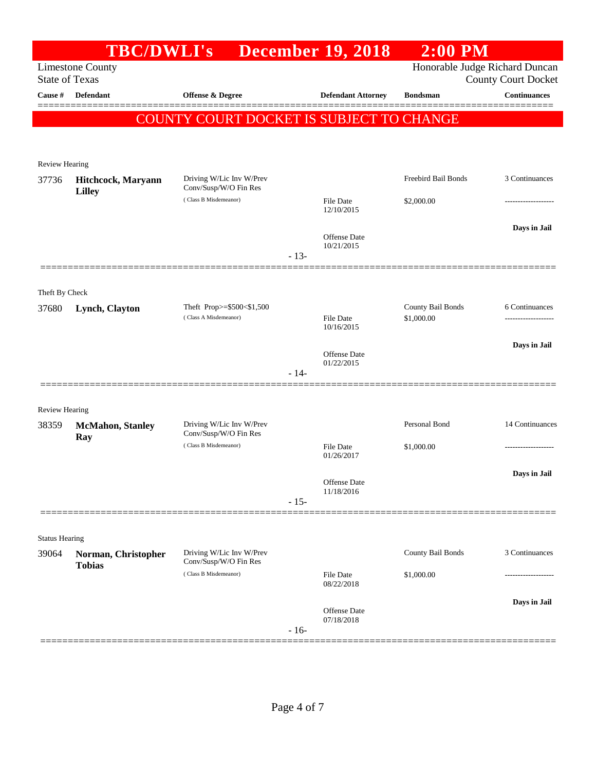# TBC/DWLI's December 19, 2018 2:00 PM

Limestone County
State of Texas

Honorable Judge Richard Duncan
County Court Docket

| Cause # | Defendant | Offense & Degree | Defendant Attorney | Bondsman | Continuances |
|---|---|---|---|---|---|

**COUNTY COURT DOCKET IS SUBJECT TO CHANGE**

---

Review Hearing

| Cause # | Defendant | Offense & Degree | Defendant Attorney | Bondsman | Continuances |
|---|---|---|---|---|---|
| 37736 | **Hitchcock, Maryann Lilley** | Driving W/Lic Inv W/Prev Conv/Susp/W/O Fin Res (Class B Misdemeanor) | File Date 12/10/2015<br>Offense Date 10/21/2015 | Freebird Bail Bonds<br>$2,000.00 | 3 Continuances<br>-------------------<br>**Days in Jail** |

- 13-

---

Theft By Check

| Cause # | Defendant | Offense & Degree | Defendant Attorney | Bondsman | Continuances |
|---|---|---|---|---|---|
| 37680 | **Lynch, Clayton** | Theft Prop>=$500<$1,500 (Class A Misdemeanor) | File Date 10/16/2015<br>Offense Date 01/22/2015 | County Bail Bonds<br>$1,000.00 | 6 Continuances<br>-------------------<br>**Days in Jail** |

- 14-

---

Review Hearing

| Cause # | Defendant | Offense & Degree | Defendant Attorney | Bondsman | Continuances |
|---|---|---|---|---|---|
| 38359 | **McMahon, Stanley Ray** | Driving W/Lic Inv W/Prev Conv/Susp/W/O Fin Res (Class B Misdemeanor) | File Date 01/26/2017<br>Offense Date 11/18/2016 | Personal Bond<br>$1,000.00 | 14 Continuances<br>-------------------<br>**Days in Jail** |

- 15-

---

Status Hearing

| Cause # | Defendant | Offense & Degree | Defendant Attorney | Bondsman | Continuances |
|---|---|---|---|---|---|
| 39064 | **Norman, Christopher Tobias** | Driving W/Lic Inv W/Prev Conv/Susp/W/O Fin Res (Class B Misdemeanor) | File Date 08/22/2018<br>Offense Date 07/18/2018 | County Bail Bonds<br>$1,000.00 | 3 Continuances<br>-------------------<br>**Days in Jail** |

- 16-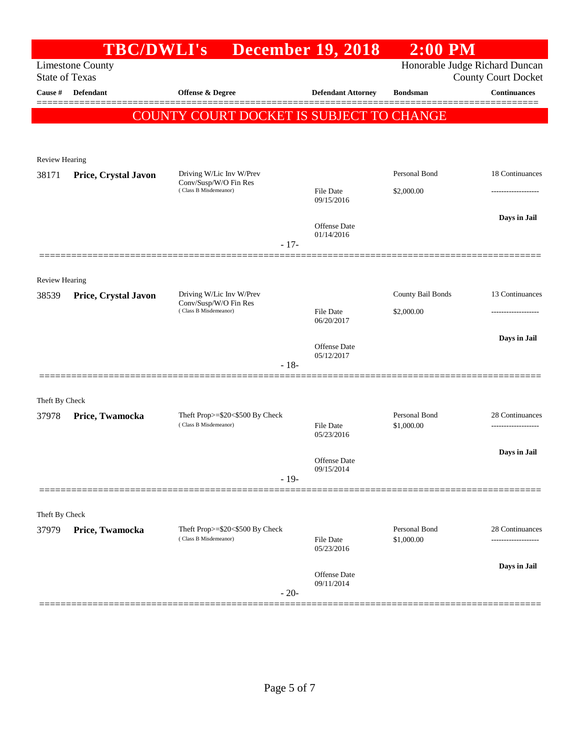# TBC/DWLI's December 19, 2018 2:00 PM

Limestone County
State of Texas

Honorable Judge Richard Duncan
County Court Docket

| Cause # | Defendant | Offense & Degree | Defendant Attorney | Bondsman | Continuances |
|---|---|---|---|---|---|

**COUNTY COURT DOCKET IS SUBJECT TO CHANGE**

---

Review Hearing

| Cause # | Defendant | Offense & Degree | Defendant Attorney | Bondsman | Continuances |
|---|---|---|---|---|---|
| 38171 | **Price, Crystal Javon** | Driving W/Lic Inv W/Prev Conv/Susp/W/O Fin Res (Class B Misdemeanor) | File Date 09/15/2016 | Personal Bond $2,000.00 | 18 Continuances |
| | | | Offense Date 01/14/2016 | | Days in Jail |

- 17-

---

Review Hearing

| Cause # | Defendant | Offense & Degree | Defendant Attorney | Bondsman | Continuances |
|---|---|---|---|---|---|
| 38539 | **Price, Crystal Javon** | Driving W/Lic Inv W/Prev Conv/Susp/W/O Fin Res (Class B Misdemeanor) | File Date 06/20/2017 | County Bail Bonds $2,000.00 | 13 Continuances |
| | | | Offense Date 05/12/2017 | | Days in Jail |

- 18-

---

Theft By Check

| Cause # | Defendant | Offense & Degree | Defendant Attorney | Bondsman | Continuances |
|---|---|---|---|---|---|
| 37978 | **Price, Twamocka** | Theft Prop>=$20<$500 By Check (Class B Misdemeanor) | File Date 05/23/2016 | Personal Bond $1,000.00 | 28 Continuances |
| | | | Offense Date 09/15/2014 | | Days in Jail |

- 19-

---

Theft By Check

| Cause # | Defendant | Offense & Degree | Defendant Attorney | Bondsman | Continuances |
|---|---|---|---|---|---|
| 37979 | **Price, Twamocka** | Theft Prop>=$20<$500 By Check (Class B Misdemeanor) | File Date 05/23/2016 | Personal Bond $1,000.00 | 28 Continuances |
| | | | Offense Date 09/11/2014 | | Days in Jail |

- 20-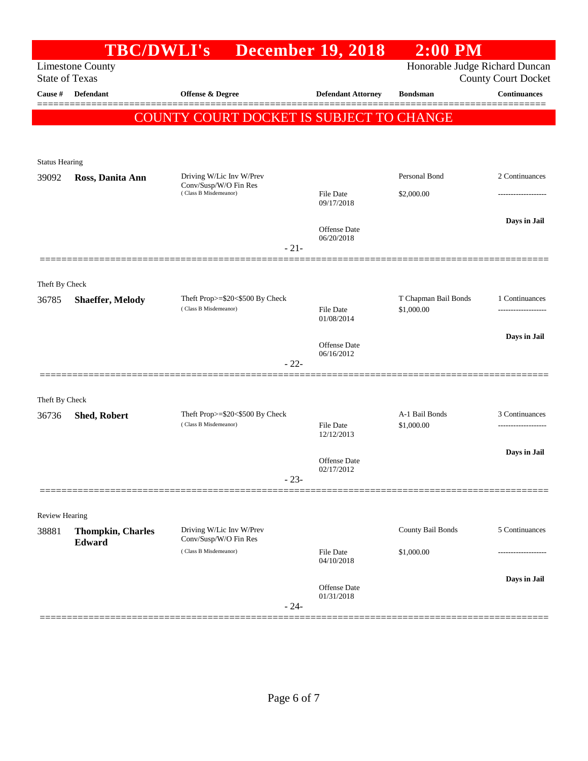# TBC/DWLI's December 19, 2018 2:00 PM

Limestone County
State of Texas

Honorable Judge Richard Duncan
County Court Docket

| Cause # | Defendant | Offense & Degree | Defendant Attorney | Bondsman | Continuances |
|---|---|---|---|---|---|

**COUNTY COURT DOCKET IS SUBJECT TO CHANGE**

Status Hearing

| Cause # | Defendant | Offense & Degree | Defendant Attorney | Bondsman | Continuances |
|---|---|---|---|---|---|
| 39092 | **Ross, Danita Ann** | Driving W/Lic Inv W/Prev Conv/Susp/W/O Fin Res (Class B Misdemeanor) | File Date 09/17/2018 | Personal Bond $2,000.00 | 2 Continuances |
| | | | Offense Date 06/20/2018 | | Days in Jail |

- 21-

Theft By Check

| Cause # | Defendant | Offense & Degree | Defendant Attorney | Bondsman | Continuances |
|---|---|---|---|---|---|
| 36785 | **Shaeffer, Melody** | Theft Prop>=$20<$500 By Check (Class B Misdemeanor) | File Date 01/08/2014 | T Chapman Bail Bonds $1,000.00 | 1 Continuances |
| | | | Offense Date 06/16/2012 | | Days in Jail |

- 22-

Theft By Check

| Cause # | Defendant | Offense & Degree | Defendant Attorney | Bondsman | Continuances |
|---|---|---|---|---|---|
| 36736 | **Shed, Robert** | Theft Prop>=$20<$500 By Check (Class B Misdemeanor) | File Date 12/12/2013 | A-1 Bail Bonds $1,000.00 | 3 Continuances |
| | | | Offense Date 02/17/2012 | | Days in Jail |

- 23-

Review Hearing

| Cause # | Defendant | Offense & Degree | Defendant Attorney | Bondsman | Continuances |
|---|---|---|---|---|---|
| 38881 | **Thompkin, Charles Edward** | Driving W/Lic Inv W/Prev Conv/Susp/W/O Fin Res (Class B Misdemeanor) | File Date 04/10/2018 | County Bail Bonds $1,000.00 | 5 Continuances |
| | | | Offense Date 01/31/2018 | | Days in Jail |

- 24-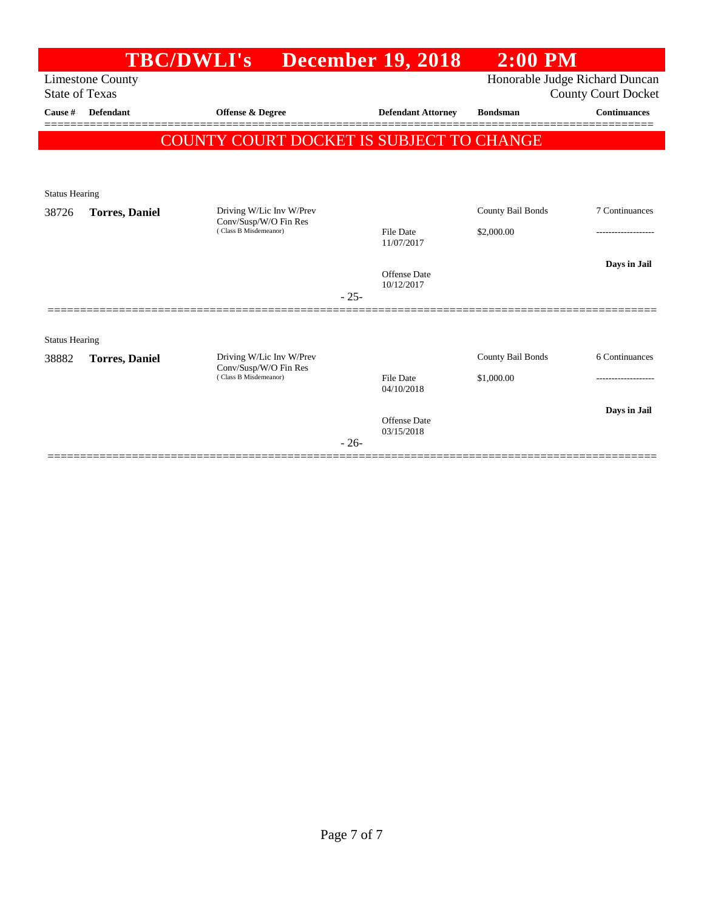# TBC/DWLI's December 19, 2018 2:00 PM

Limestone County
State of Texas

Honorable Judge Richard Duncan
County Court Docket

| Cause # | Defendant | Offense & Degree | Defendant Attorney | Bondsman | Continuances |
|---|---|---|---|---|---|

COUNTY COURT DOCKET IS SUBJECT TO CHANGE

Status Hearing

| Cause # | Defendant | Offense & Degree | Defendant Attorney | Bondsman | Continuances |
|---|---|---|---|---|---|
| 38726 | **Torres, Daniel** | Driving W/Lic Inv W/Prev Conv/Susp/W/O Fin Res ( Class B Misdemeanor) | | County Bail Bonds | 7 Continuances |
| | | | File Date 11/07/2017 | $2,000.00 | ------------------- |
| | | | Offense Date 10/12/2017 | | **Days in Jail** |

- 25-

Status Hearing

| Cause # | Defendant | Offense & Degree | Defendant Attorney | Bondsman | Continuances |
|---|---|---|---|---|---|
| 38882 | **Torres, Daniel** | Driving W/Lic Inv W/Prev Conv/Susp/W/O Fin Res ( Class B Misdemeanor) | | County Bail Bonds | 6 Continuances |
| | | | File Date 04/10/2018 | $1,000.00 | ------------------- |
| | | | Offense Date 03/15/2018 | | **Days in Jail** |

- 26-